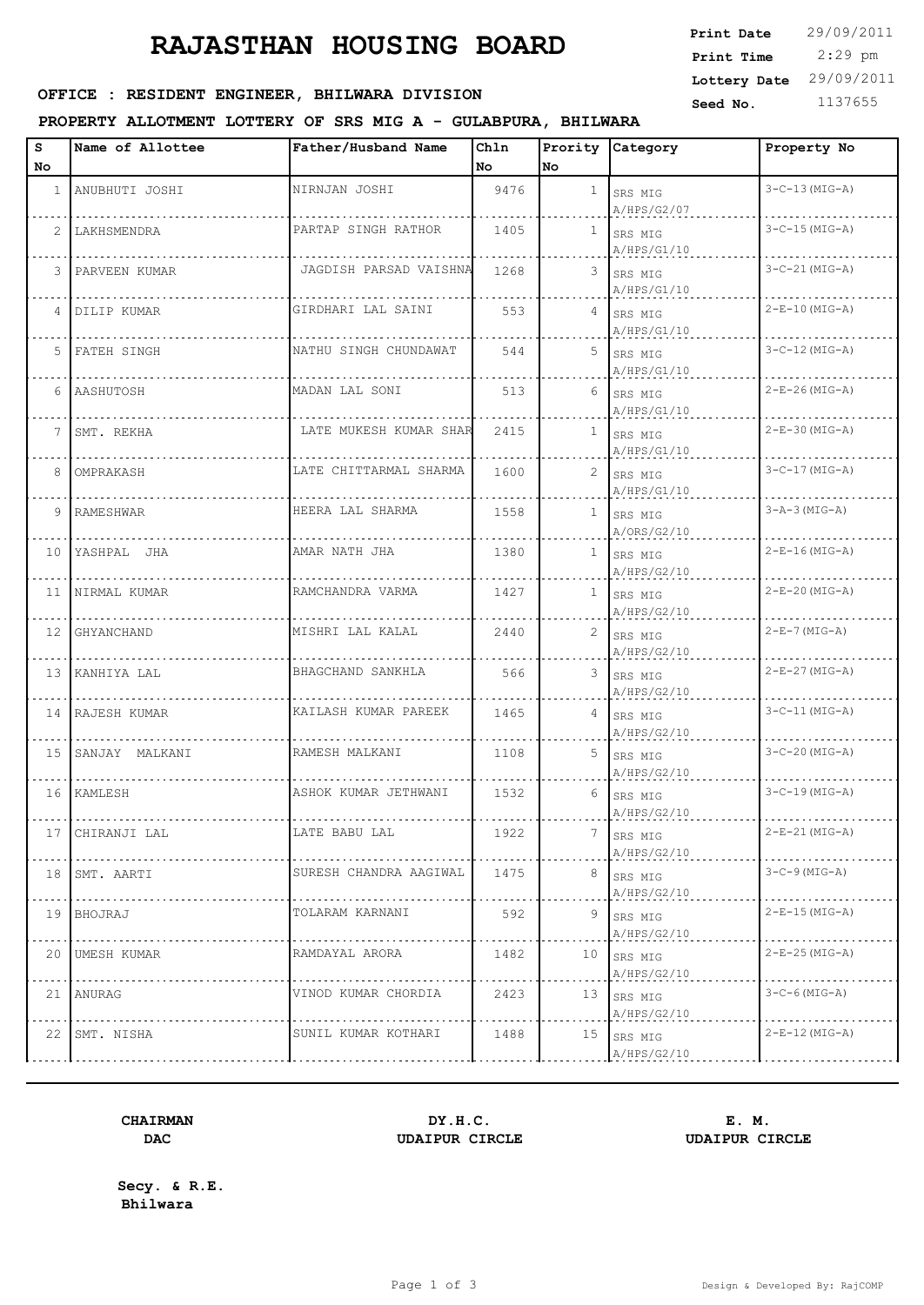# RAJASTHAN HOUSING BOARD

**Print Date** 29/09/2011
**Print Time** 2:29 pm
**Lottery Date** 29/09/2011
**Seed No.** 1137655

**OFFICE : RESIDENT ENGINEER, BHILWARA DIVISION**

**PROPERTY ALLOTMENT LOTTERY OF SRS MIG A - GULABPURA, BHILWARA**

| S No | Name of Allottee | Father/Husband Name | Chln No | Prority No | Category | Property No |
|---|---|---|---|---|---|---|
| 1 | ANUBHUTI JOSHI | NIRNJAN JOSHI | 9476 | 1 | SRS MIG A/HPS/G2/07 | 3-C-13(MIG-A) |
| 2 | LAKHSMENDRA | PARTAP SINGH RATHOR | 1405 | 1 | SRS MIG A/HPS/G1/10 | 3-C-15(MIG-A) |
| 3 | PARVEEN KUMAR | JAGDISH PARSAD VAISHNA | 1268 | 3 | SRS MIG A/HPS/G1/10 | 3-C-21(MIG-A) |
| 4 | DILIP KUMAR | GIRDHARI LAL SAINI | 553 | 4 | SRS MIG A/HPS/G1/10 | 2-E-10(MIG-A) |
| 5 | FATEH SINGH | NATHU SINGH CHUNDAWAT | 544 | 5 | SRS MIG A/HPS/G1/10 | 3-C-12(MIG-A) |
| 6 | AASHUTOSH | MADAN LAL SONI | 513 | 6 | SRS MIG A/HPS/G1/10 | 2-E-26(MIG-A) |
| 7 | SMT. REKHA | LATE MUKESH KUMAR SHAR | 2415 | 1 | SRS MIG A/HPS/G1/10 | 2-E-30(MIG-A) |
| 8 | OMPRAKASH | LATE CHITTARMAL SHARMA | 1600 | 2 | SRS MIG A/HPS/G1/10 | 3-C-17(MIG-A) |
| 9 | RAMESHWAR | HEERA LAL SHARMA | 1558 | 1 | SRS MIG A/ORS/G2/10 | 3-A-3(MIG-A) |
| 10 | YASHPAL JHA | AMAR NATH JHA | 1380 | 1 | SRS MIG A/HPS/G2/10 | 2-E-16(MIG-A) |
| 11 | NIRMAL KUMAR | RAMCHANDRA VARMA | 1427 | 1 | SRS MIG A/HPS/G2/10 | 2-E-20(MIG-A) |
| 12 | GHYANCHAND | MISHRI LAL KALAL | 2440 | 2 | SRS MIG A/HPS/G2/10 | 2-E-7(MIG-A) |
| 13 | KANHIYA LAL | BHAGCHAND SANKHLA | 566 | 3 | SRS MIG A/HPS/G2/10 | 2-E-27(MIG-A) |
| 14 | RAJESH KUMAR | KAILASH KUMAR PAREEK | 1465 | 4 | SRS MIG A/HPS/G2/10 | 3-C-11(MIG-A) |
| 15 | SANJAY MALKANI | RAMESH MALKANI | 1108 | 5 | SRS MIG A/HPS/G2/10 | 3-C-20(MIG-A) |
| 16 | KAMLESH | ASHOK KUMAR JETHWANI | 1532 | 6 | SRS MIG A/HPS/G2/10 | 3-C-19(MIG-A) |
| 17 | CHIRANJI LAL | LATE BABU LAL | 1922 | 7 | SRS MIG A/HPS/G2/10 | 2-E-21(MIG-A) |
| 18 | SMT. AARTI | SURESH CHANDRA AAGIWAL | 1475 | 8 | SRS MIG A/HPS/G2/10 | 3-C-9(MIG-A) |
| 19 | BHOJRAJ | TOLARAM KARNANI | 592 | 9 | SRS MIG A/HPS/G2/10 | 2-E-15(MIG-A) |
| 20 | UMESH KUMAR | RAMDAYAL ARORA | 1482 | 10 | SRS MIG A/HPS/G2/10 | 2-E-25(MIG-A) |
| 21 | ANURAG | VINOD KUMAR CHORDIA | 2423 | 13 | SRS MIG A/HPS/G2/10 | 3-C-6(MIG-A) |
| 22 | SMT. NISHA | SUNIL KUMAR KOTHARI | 1488 | 15 | SRS MIG A/HPS/G2/10 | 2-E-12(MIG-A) |

**CHAIRMAN**
**DAC**

**DY.H.C.**
**UDAIPUR CIRCLE**

**E. M.**
**UDAIPUR CIRCLE**

**Secy. & R.E.**
**Bhilwara**

Design & Developed By: RajCOMP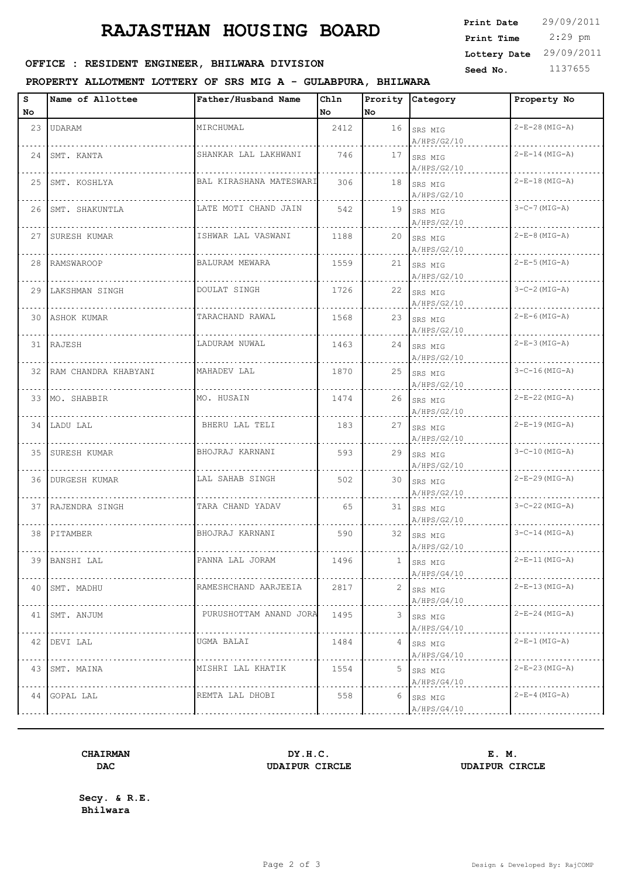# RAJASTHAN HOUSING BOARD

**Print Date** 29/09/2011
**Print Time** 2:29 pm
**Lottery Date** 29/09/2011
**Seed No.** 1137655

**OFFICE : RESIDENT ENGINEER, BHILWARA DIVISION**

**PROPERTY ALLOTMENT LOTTERY OF SRS MIG A - GULABPURA, BHILWARA**

| S No | Name of Allottee | Father/Husband Name | Chln No | Prority No | Category | Property No |
|---|---|---|---|---|---|---|
| 23 | UDARAM | MIRCHUMAL | 2412 | 16 | SRS MIG A/HPS/G2/10 | 2-E-28(MIG-A) |
| 24 | SMT. KANTA | SHANKAR LAL LAKHWANI | 746 | 17 | SRS MIG A/HPS/G2/10 | 2-E-14(MIG-A) |
| 25 | SMT. KOSHLYA | BAL KIRASHANA MATESWARI | 306 | 18 | SRS MIG A/HPS/G2/10 | 2-E-18(MIG-A) |
| 26 | SMT. SHAKUNTLA | LATE MOTI CHAND JAIN | 542 | 19 | SRS MIG A/HPS/G2/10 | 3-C-7(MIG-A) |
| 27 | SURESH KUMAR | ISHWAR LAL VASWANI | 1188 | 20 | SRS MIG A/HPS/G2/10 | 2-E-8(MIG-A) |
| 28 | RAMSWAROOP | BALURAM MEWARA | 1559 | 21 | SRS MIG A/HPS/G2/10 | 2-E-5(MIG-A) |
| 29 | LAKSHMAN SINGH | DOULAT SINGH | 1726 | 22 | SRS MIG A/HPS/G2/10 | 3-C-2(MIG-A) |
| 30 | ASHOK KUMAR | TARACHAND RAWAL | 1568 | 23 | SRS MIG A/HPS/G2/10 | 2-E-6(MIG-A) |
| 31 | RAJESH | LADURAM NUWAL | 1463 | 24 | SRS MIG A/HPS/G2/10 | 2-E-3(MIG-A) |
| 32 | RAM CHANDRA KHABYANI | MAHADEV LAL | 1870 | 25 | SRS MIG A/HPS/G2/10 | 3-C-16(MIG-A) |
| 33 | MO. SHABBIR | MO. HUSAIN | 1474 | 26 | SRS MIG A/HPS/G2/10 | 2-E-22(MIG-A) |
| 34 | LADU LAL | BHERU LAL TELI | 183 | 27 | SRS MIG A/HPS/G2/10 | 2-E-19(MIG-A) |
| 35 | SURESH KUMAR | BHOJRAJ KARNANI | 593 | 29 | SRS MIG A/HPS/G2/10 | 3-C-10(MIG-A) |
| 36 | DURGESH KUMAR | LAL SAHAB SINGH | 502 | 30 | SRS MIG A/HPS/G2/10 | 2-E-29(MIG-A) |
| 37 | RAJENDRA SINGH | TARA CHAND YADAV | 65 | 31 | SRS MIG A/HPS/G2/10 | 3-C-22(MIG-A) |
| 38 | PITAMBER | BHOJRAJ KARNANI | 590 | 32 | SRS MIG A/HPS/G2/10 | 3-C-14(MIG-A) |
| 39 | BANSHI LAL | PANNA LAL JORAM | 1496 | 1 | SRS MIG A/HPS/G4/10 | 2-E-11(MIG-A) |
| 40 | SMT. MADHU | RAMESHCHAND AARJEEIA | 2817 | 2 | SRS MIG A/HPS/G4/10 | 2-E-13(MIG-A) |
| 41 | SMT. ANJUM | PURUSHOTTAM ANAND JORA | 1495 | 3 | SRS MIG A/HPS/G4/10 | 2-E-24(MIG-A) |
| 42 | DEVI LAL | UGMA BALAI | 1484 | 4 | SRS MIG A/HPS/G4/10 | 2-E-1(MIG-A) |
| 43 | SMT. MAINA | MISHRI LAL KHATIK | 1554 | 5 | SRS MIG A/HPS/G4/10 | 2-E-23(MIG-A) |
| 44 | GOPAL LAL | REMTA LAL DHOBI | 558 | 6 | SRS MIG A/HPS/G4/10 | 2-E-4(MIG-A) |

**CHAIRMAN**
**DAC**

**DY.H.C.**
**UDAIPUR CIRCLE**

**E. M.**
**UDAIPUR CIRCLE**

**Secy. & R.E.**
**Bhilwara**

Design & Developed By: RajCOMP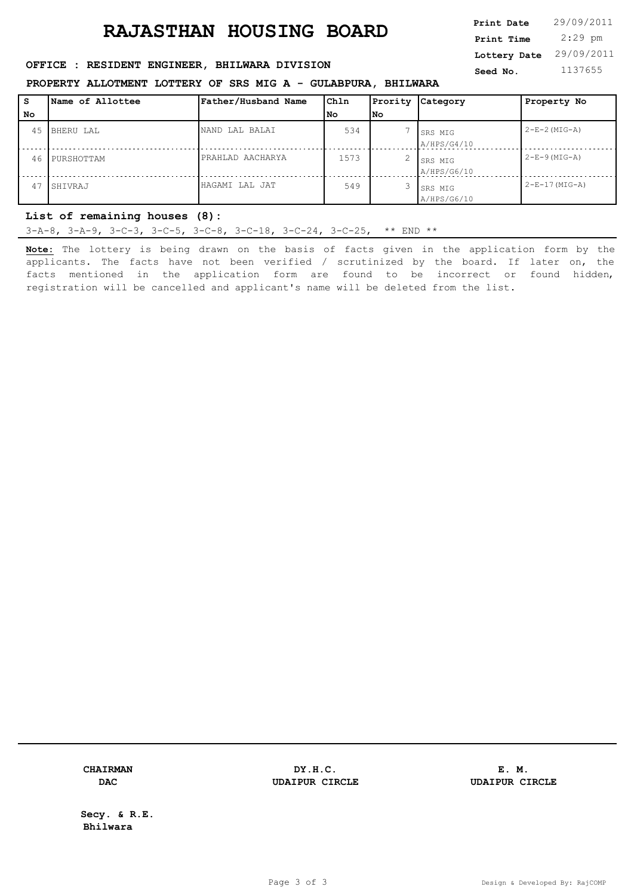# RAJASTHAN HOUSING BOARD

**Print Date** 29/09/2011
**Print Time** 2:29 pm
**Lottery Date** 29/09/2011
**Seed No.** 1137655

**OFFICE : RESIDENT ENGINEER, BHILWARA DIVISION**

**PROPERTY ALLOTMENT LOTTERY OF SRS MIG A - GULABPURA, BHILWARA**

| S No | Name of Allottee | Father/Husband Name | Chln No | Prority No | Category | Property No |
|---|---|---|---|---|---|---|
| 45 | BHERU LAL | NAND LAL BALAI | 534 | 7 | SRS MIG A/HPS/G4/10 | 2-E-2(MIG-A) |
| 46 | PURSHOTTAM | PRAHLAD AACHARYA | 1573 | 2 | SRS MIG A/HPS/G6/10 | 2-E-9(MIG-A) |
| 47 | SHIVRAJ | HAGAMI LAL JAT | 549 | 3 | SRS MIG A/HPS/G6/10 | 2-E-17(MIG-A) |

**List of remaining houses (8):**

3-A-8, 3-A-9, 3-C-3, 3-C-5, 3-C-8, 3-C-18, 3-C-24, 3-C-25, ** END **

**Note:** The lottery is being drawn on the basis of facts given in the application form by the applicants. The facts have not been verified / scrutinized by the board. If later on, the facts mentioned in the application form are found to be incorrect or found hidden, registration will be cancelled and applicant's name will be deleted from the list.

**CHAIRMAN**
**DAC**

**DY.H.C.**
**UDAIPUR CIRCLE**

**E. M.**
**UDAIPUR CIRCLE**

**Secy. & R.E.**
**Bhilwara**

Design & Developed By: RajCOMP